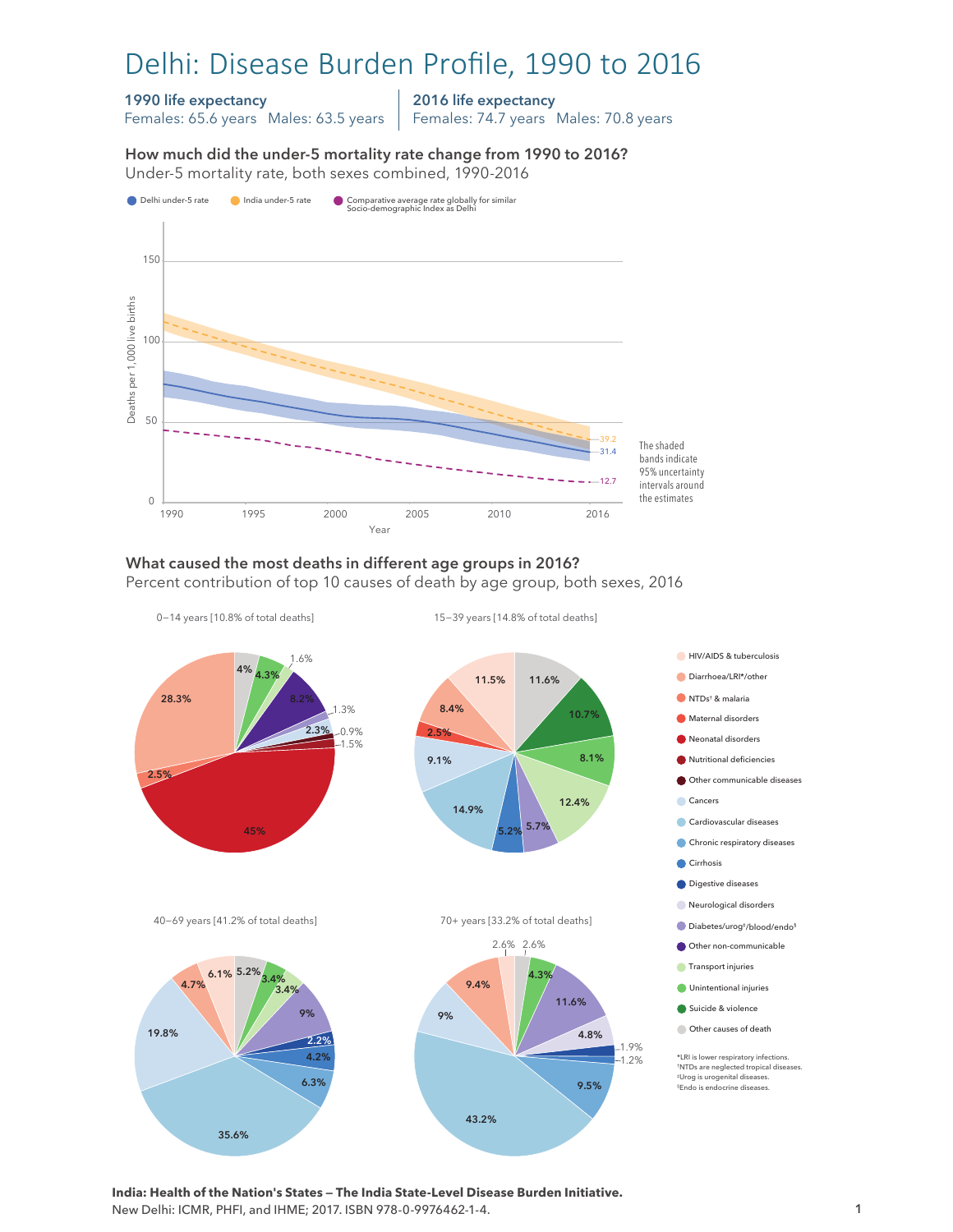# Delhi: Disease Burden Profile, 1990 to 2016

**1990 life expectancy**
Females: 65.6 years Males: 63.5 years

**2016 life expectancy**
Females: 74.7 years Males: 70.8 years

**How much did the under-5 mortality rate change from 1990 to 2016?**
Under-5 mortality rate, both sexes combined, 1990-2016

Legend: Delhi under-5 rate; India under-5 rate; Comparative average rate globally for similar Socio-demographic Index as Delhi

2016 values: India 39.2; Delhi 31.4; Comparative 12.7

The shaded bands indicate 95% uncertainty intervals around the estimates

**What caused the most deaths in different age groups in 2016?**
Percent contribution of top 10 causes of death by age group, both sexes, 2016

0–14 years [10.8% of total deaths]: Neonatal disorders 45%; Diarrhoea/LRI*/other 28.3%; Other non-communicable 8.2%; Unintentional injuries 4.3%; Other causes of death 4%; NTDs† & malaria 2.5%; Cancers 2.3%; Transport injuries 1.6%; Other communicable diseases 1.5%; Diabetes/urog‡/blood/endo§ 1.3%; Nutritional deficiencies 0.9%

15–39 years [14.8% of total deaths]: Cardiovascular diseases 14.9%; Transport injuries 12.4%; Other causes of death 11.6%; HIV/AIDS & tuberculosis 11.5%; Suicide & violence 10.7%; Cancers 9.1%; Diarrhoea/LRI*/other 8.4%; Unintentional injuries 8.1%; Diabetes/urog‡/blood/endo§ 5.7%; Cirrhosis 5.2%; Maternal disorders 2.5%

40–69 years [41.2% of total deaths]: Cardiovascular diseases 35.6%; Cancers 19.8%; Diabetes/urog‡/blood/endo§ 9%; Chronic respiratory diseases 6.3%; HIV/AIDS & tuberculosis 6.1%; Other causes of death 5.2%; Diarrhoea/LRI*/other 4.7%; Cirrhosis 4.2%; Unintentional injuries 3.4%; Transport injuries 3.4%; Digestive diseases 2.2%

70+ years [33.2% of total deaths]: Cardiovascular diseases 43.2%; Diabetes/urog‡/blood/endo§ 11.6%; Chronic respiratory diseases 9.5%; Diarrhoea/LRI*/other 9.4%; Cancers 9%; Neurological disorders 4.8%; Unintentional injuries 4.3%; HIV/AIDS & tuberculosis 2.6%; Other causes of death 2.6%; Digestive diseases 1.9%; Cirrhosis 1.2%

Legend: HIV/AIDS & tuberculosis; Diarrhoea/LRI*/other; NTDs† & malaria; Maternal disorders; Neonatal disorders; Nutritional deficiencies; Other communicable diseases; Cancers; Cardiovascular diseases; Chronic respiratory diseases; Cirrhosis; Digestive diseases; Neurological disorders; Diabetes/urog‡/blood/endo§; Other non-communicable; Transport injuries; Unintentional injuries; Suicide & violence; Other causes of death

*LRI is lower respiratory infections.
†NTDs are neglected tropical diseases.
‡Urog is urogenital diseases.
§Endo is endocrine diseases.

**India: Health of the Nation's States — The India State-Level Disease Burden Initiative.**
New Delhi: ICMR, PHFI, and IHME; 2017. ISBN 978-0-9976462-1-4.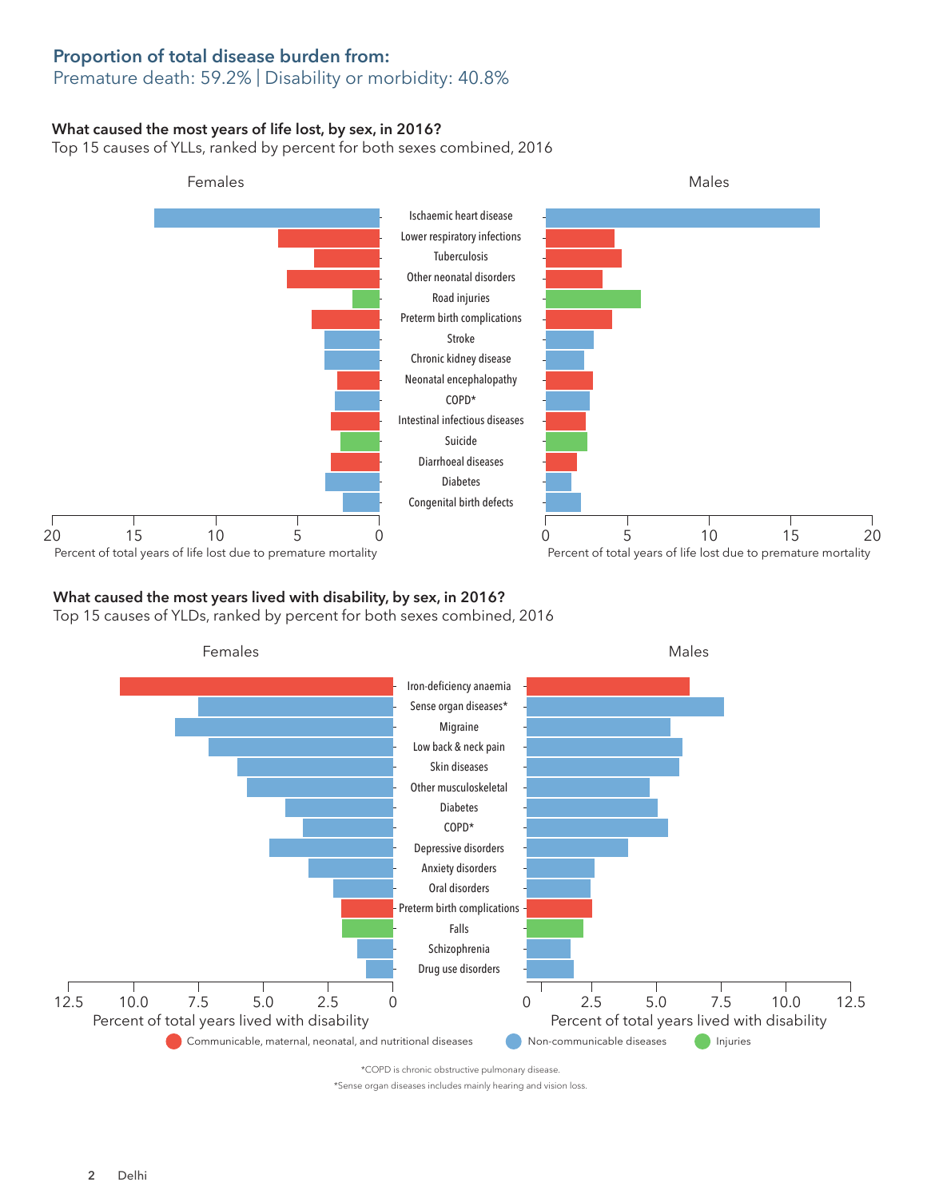## Proportion of total disease burden from:

Premature death: 59.2% | Disability or morbidity: 40.8%

### What caused the most years of life lost, by sex, in 2016?

Top 15 causes of YLLs, ranked by percent for both sexes combined, 2016

Females | Males

- Ischaemic heart disease
- Lower respiratory infections
- Tuberculosis
- Other neonatal disorders
- Road injuries
- Preterm birth complications
- Stroke
- Chronic kidney disease
- Neonatal encephalopathy
- COPD*
- Intestinal infectious diseases
- Suicide
- Diarrhoeal diseases
- Diabetes
- Congenital birth defects

Percent of total years of life lost due to premature mortality

### What caused the most years lived with disability, by sex, in 2016?

Top 15 causes of YLDs, ranked by percent for both sexes combined, 2016

Females | Males

- Iron-deficiency anaemia
- Sense organ diseases*
- Migraine
- Low back & neck pain
- Skin diseases
- Other musculoskeletal
- Diabetes
- COPD*
- Depressive disorders
- Anxiety disorders
- Oral disorders
- Preterm birth complications
- Falls
- Schizophrenia
- Drug use disorders

Percent of total years lived with disability

Communicable, maternal, neonatal, and nutritional diseases | Non-communicable diseases | Injuries

*COPD is chronic obstructive pulmonary disease.

*Sense organ diseases includes mainly hearing and vision loss.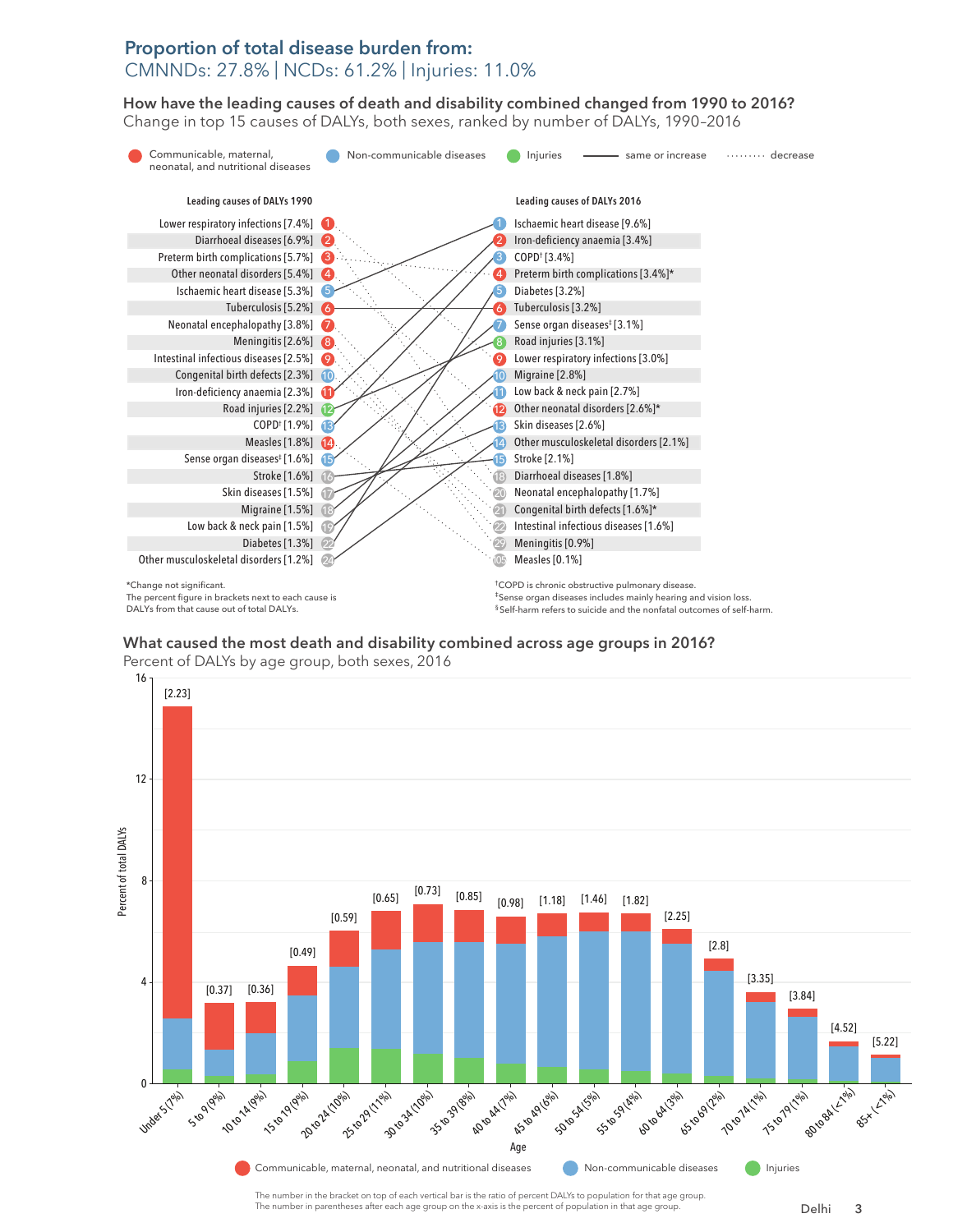## Proportion of total disease burden from:

CMNNDs: 27.8% | NCDs: 61.2% | Injuries: 11.0%

### How have the leading causes of death and disability combined changed from 1990 to 2016?

Change in top 15 causes of DALYs, both sexes, ranked by number of DALYs, 1990–2016

Legend: Communicable, maternal, neonatal, and nutritional diseases · Non-communicable diseases · Injuries · ——— same or increase · ········ decrease

| Rank | Leading causes of DALYs 1990 | Rank | Leading causes of DALYs 2016 |
|---|---|---|---|
| 1 | Lower respiratory infections [7.4%] | 1 | Ischaemic heart disease [9.6%] |
| 2 | Diarrhoeal diseases [6.9%] | 2 | Iron-deficiency anaemia [3.4%] |
| 3 | Preterm birth complications [5.7%] | 3 | COPD† [3.4%] |
| 4 | Other neonatal disorders [5.4%] | 4 | Preterm birth complications [3.4%]* |
| 5 | Ischaemic heart disease [5.3%] | 5 | Diabetes [3.2%] |
| 6 | Tuberculosis [5.2%] | 6 | Tuberculosis [3.2%] |
| 7 | Neonatal encephalopathy [3.8%] | 7 | Sense organ diseases‡ [3.1%] |
| 8 | Meningitis [2.6%] | 8 | Road injuries [3.1%] |
| 9 | Intestinal infectious diseases [2.5%] | 9 | Lower respiratory infections [3.0%] |
| 10 | Congenital birth defects [2.3%] | 10 | Migraine [2.8%] |
| 11 | Iron-deficiency anaemia [2.3%] | 11 | Low back & neck pain [2.7%] |
| 12 | Road injuries [2.2%] | 12 | Other neonatal disorders [2.6%]* |
| 13 | COPD† [1.9%] | 13 | Skin diseases [2.6%] |
| 14 | Measles [1.8%] | 14 | Other musculoskeletal disorders [2.1%] |
| 15 | Sense organ diseases‡ [1.6%] | 15 | Stroke [2.1%] |
| 16 | Stroke [1.6%] | 18 | Diarrhoeal diseases [1.8%] |
| 17 | Skin diseases [1.5%] | 20 | Neonatal encephalopathy [1.7%] |
| 18 | Migraine [1.5%] | 21 | Congenital birth defects [1.6%]* |
| 19 | Low back & neck pain [1.5%] | 22 | Intestinal infectious diseases [1.6%] |
| 22 | Diabetes [1.3%] | 29 | Meningitis [0.9%] |
| 24 | Other musculoskeletal disorders [1.2%] | 105 | Measles [0.1%] |

*Change not significant.
The percent figure in brackets next to each cause is DALYs from that cause out of total DALYs.

†COPD is chronic obstructive pulmonary disease.
‡Sense organ diseases includes mainly hearing and vision loss.
§Self-harm refers to suicide and the nonfatal outcomes of self-harm.

### What caused the most death and disability combined across age groups in 2016?

Percent of DALYs by age group, both sexes, 2016

| Age (percent of population) | Ratio of percent DALYs to population |
|---|---|
| Under 5 (7%) | 2.23 |
| 5 to 9 (9%) | 0.37 |
| 10 to 14 (9%) | 0.36 |
| 15 to 19 (9%) | 0.49 |
| 20 to 24 (10%) | 0.59 |
| 25 to 29 (11%) | 0.65 |
| 30 to 34 (10%) | 0.73 |
| 35 to 39 (8%) | 0.85 |
| 40 to 44 (7%) | 0.98 |
| 45 to 49 (6%) | 1.18 |
| 50 to 54 (5%) | 1.46 |
| 55 to 59 (4%) | 1.82 |
| 60 to 64 (3%) | 2.25 |
| 65 to 69 (2%) | 2.8 |
| 70 to 74 (1%) | 3.35 |
| 75 to 79 (1%) | 3.84 |
| 80 to 84 (<1%) | 4.52 |
| 85+ (<1%) | 5.22 |

Legend: Communicable, maternal, neonatal, and nutritional diseases · Non-communicable diseases · Injuries

The number in the bracket on top of each vertical bar is the ratio of percent DALYs to population for that age group.
The number in parentheses after each age group on the x-axis is the percent of population in that age group.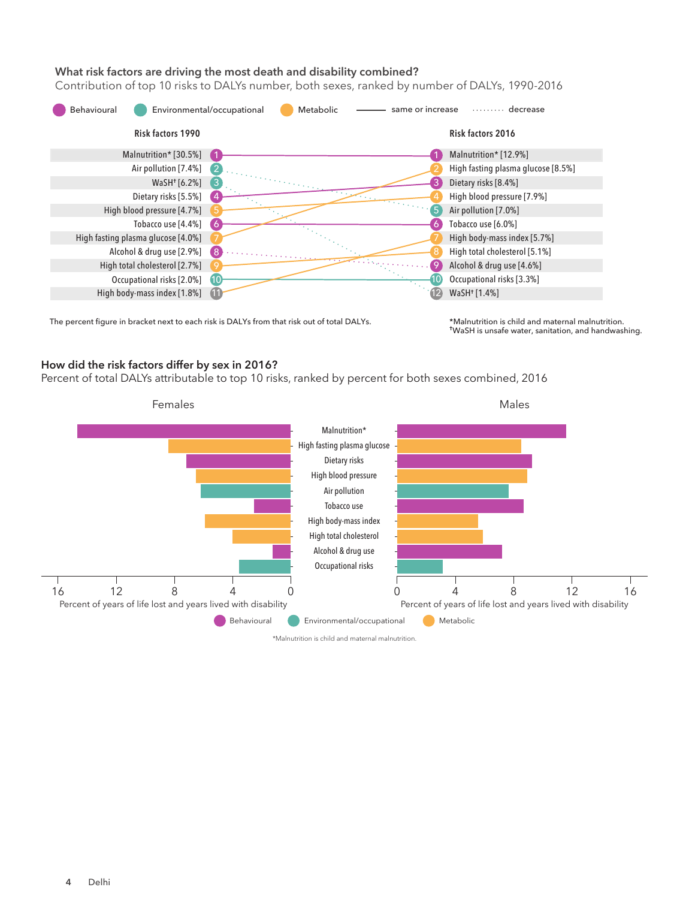## What risk factors are driving the most death and disability combined?

Contribution of top 10 risks to DALYs number, both sexes, ranked by number of DALYs, 1990-2016

Behavioural
Environmental/occupational
Metabolic
same or increase
decrease

Risk factors 1990

Malnutrition* [30.5%] 1
Air pollution [7.4%] 2
WaSH† [6.2%] 3
Dietary risks [5.5%] 4
High blood pressure [4.7%] 5
Tobacco use [4.4%] 6
High fasting plasma glucose [4.0%] 7
Alcohol & drug use [2.9%] 8
High total cholesterol [2.7%] 9
Occupational risks [2.0%] 10
High body-mass index [1.8%] 11

Risk factors 2016

1 Malnutrition* [12.9%]
2 High fasting plasma glucose [8.5%]
3 Dietary risks [8.4%]
4 High blood pressure [7.9%]
5 Air pollution [7.0%]
6 Tobacco use [6.0%]
7 High body-mass index [5.7%]
8 High total cholesterol [5.1%]
9 Alcohol & drug use [4.6%]
10 Occupational risks [3.3%]
12 WaSH† [1.4%]

The percent figure in bracket next to each risk is DALYs from that risk out of total DALYs.

*Malnutrition is child and maternal malnutrition.
†WaSH is unsafe water, sanitation, and handwashing.

## How did the risk factors differ by sex in 2016?

Percent of total DALYs attributable to top 10 risks, ranked by percent for both sexes combined, 2016

Females

Males

Malnutrition*
High fasting plasma glucose
Dietary risks
High blood pressure
Air pollution
Tobacco use
High body-mass index
High total cholesterol
Alcohol & drug use
Occupational risks

16 12 8 4 0

0 4 8 12 16

Percent of years of life lost and years lived with disability

Percent of years of life lost and years lived with disability

Behavioural
Environmental/occupational
Metabolic

*Malnutrition is child and maternal malnutrition.